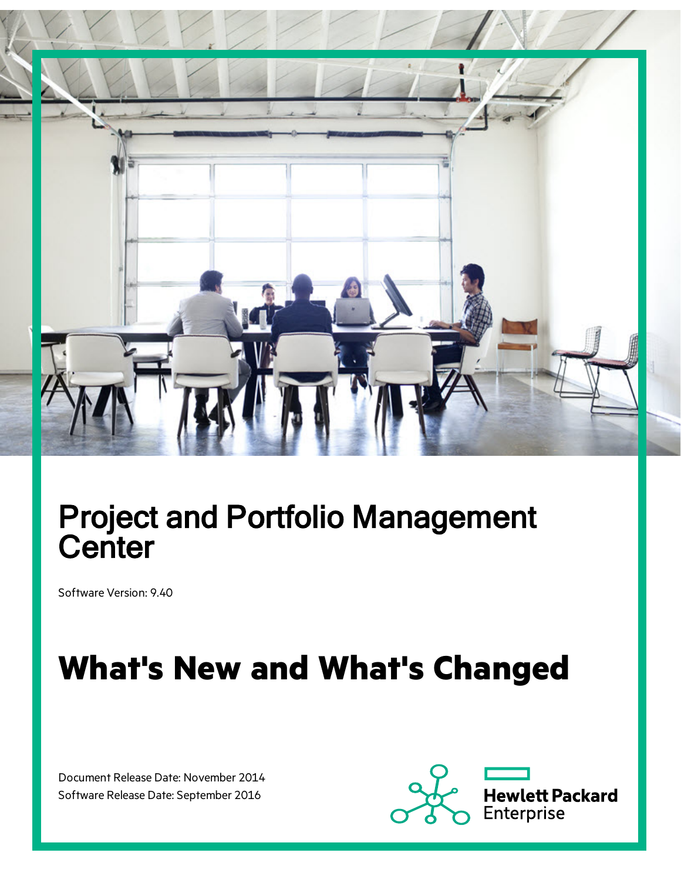# Project and Portfolio Management Center

Software Version: 9.40

# What's New and What's Changed

Document Release Date: November 2014
Software Release Date: September 2016

Hewlett Packard Enterprise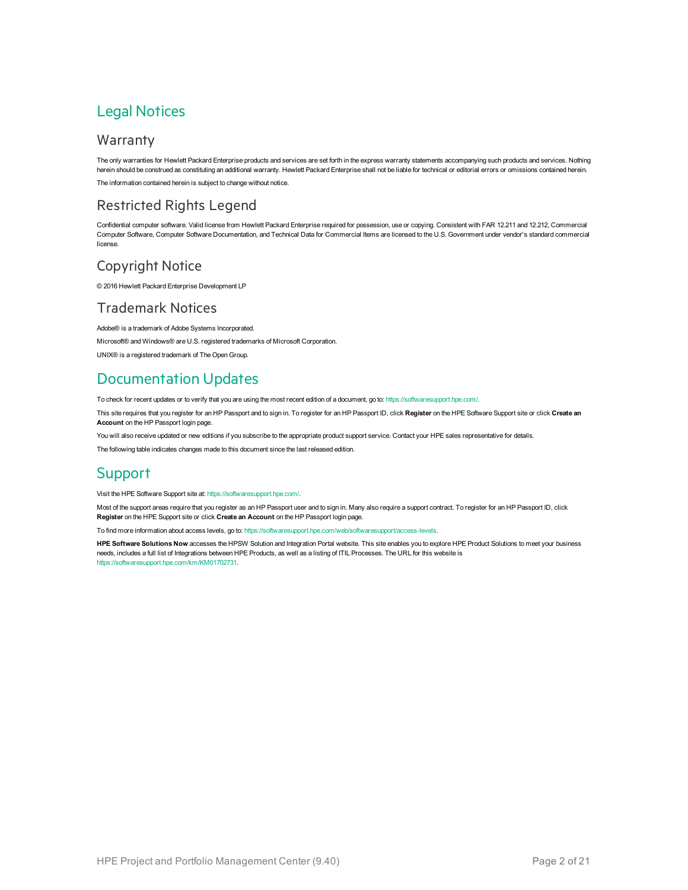# Legal Notices

## Warranty

The only warranties for Hewlett Packard Enterprise products and services are set forth in the express warranty statements accompanying such products and services. Nothing herein should be construed as constituting an additional warranty. Hewlett Packard Enterprise shall not be liable for technical or editorial errors or omissions contained herein.

The information contained herein is subject to change without notice.

## Restricted Rights Legend

Confidential computer software. Valid license from Hewlett Packard Enterprise required for possession, use or copying. Consistent with FAR 12.211 and 12.212, Commercial Computer Software, Computer Software Documentation, and Technical Data for Commercial Items are licensed to the U.S. Government under vendor's standard commercial license.

## Copyright Notice

© 2016 Hewlett Packard Enterprise Development LP

## Trademark Notices

Adobe® is a trademark of Adobe Systems Incorporated.

Microsoft® and Windows® are U.S. registered trademarks of Microsoft Corporation.

UNIX® is a registered trademark of The Open Group.

# Documentation Updates

To check for recent updates or to verify that you are using the most recent edition of a document, go to: https://softwaresupport.hpe.com/.

This site requires that you register for an HP Passport and to sign in. To register for an HP Passport ID, click **Register** on the HPE Software Support site or click **Create an Account** on the HP Passport login page.

You will also receive updated or new editions if you subscribe to the appropriate product support service. Contact your HPE sales representative for details.

The following table indicates changes made to this document since the last released edition.

# Support

Visit the HPE Software Support site at: https://softwaresupport.hpe.com/.

Most of the support areas require that you register as an HP Passport user and to sign in. Many also require a support contract. To register for an HP Passport ID, click **Register** on the HPE Support site or click **Create an Account** on the HP Passport login page.

To find more information about access levels, go to: https://softwaresupport.hpe.com/web/softwaresupport/access-levels.

**HPE Software Solutions Now** accesses the HPSW Solution and Integration Portal website. This site enables you to explore HPE Product Solutions to meet your business needs, includes a full list of Integrations between HPE Products, as well as a listing of ITIL Processes. The URL for this website is https://softwaresupport.hpe.com/km/KM01702731.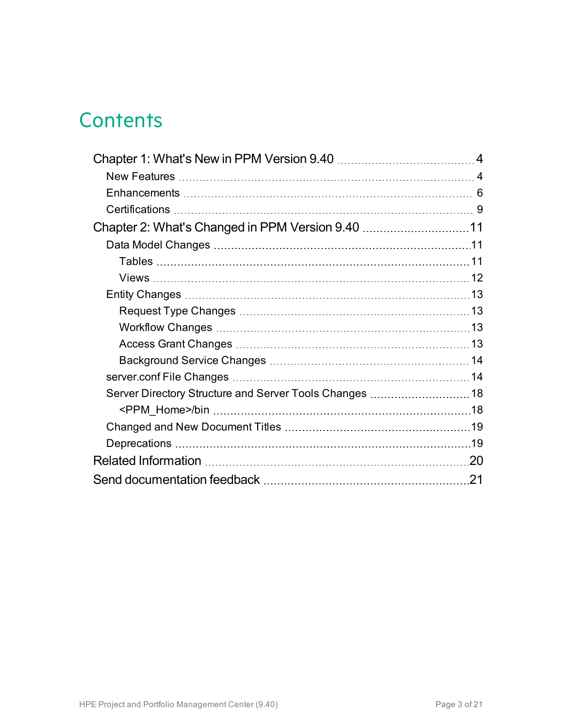# Contents

- Chapter 1: What's New in PPM Version 9.40 .......... 4
  - New Features .......... 4
  - Enhancements .......... 6
  - Certifications .......... 9
- Chapter 2: What's Changed in PPM Version 9.40 .......... 11
  - Data Model Changes .......... 11
    - Tables .......... 11
    - Views .......... 12
  - Entity Changes .......... 13
    - Request Type Changes .......... 13
    - Workflow Changes .......... 13
    - Access Grant Changes .......... 13
    - Background Service Changes .......... 14
  - server.conf File Changes .......... 14
  - Server Directory Structure and Server Tools Changes .......... 18
    - <PPM_Home>/bin .......... 18
  - Changed and New Document Titles .......... 19
  - Deprecations .......... 19
- Related Information .......... 20
- Send documentation feedback .......... 21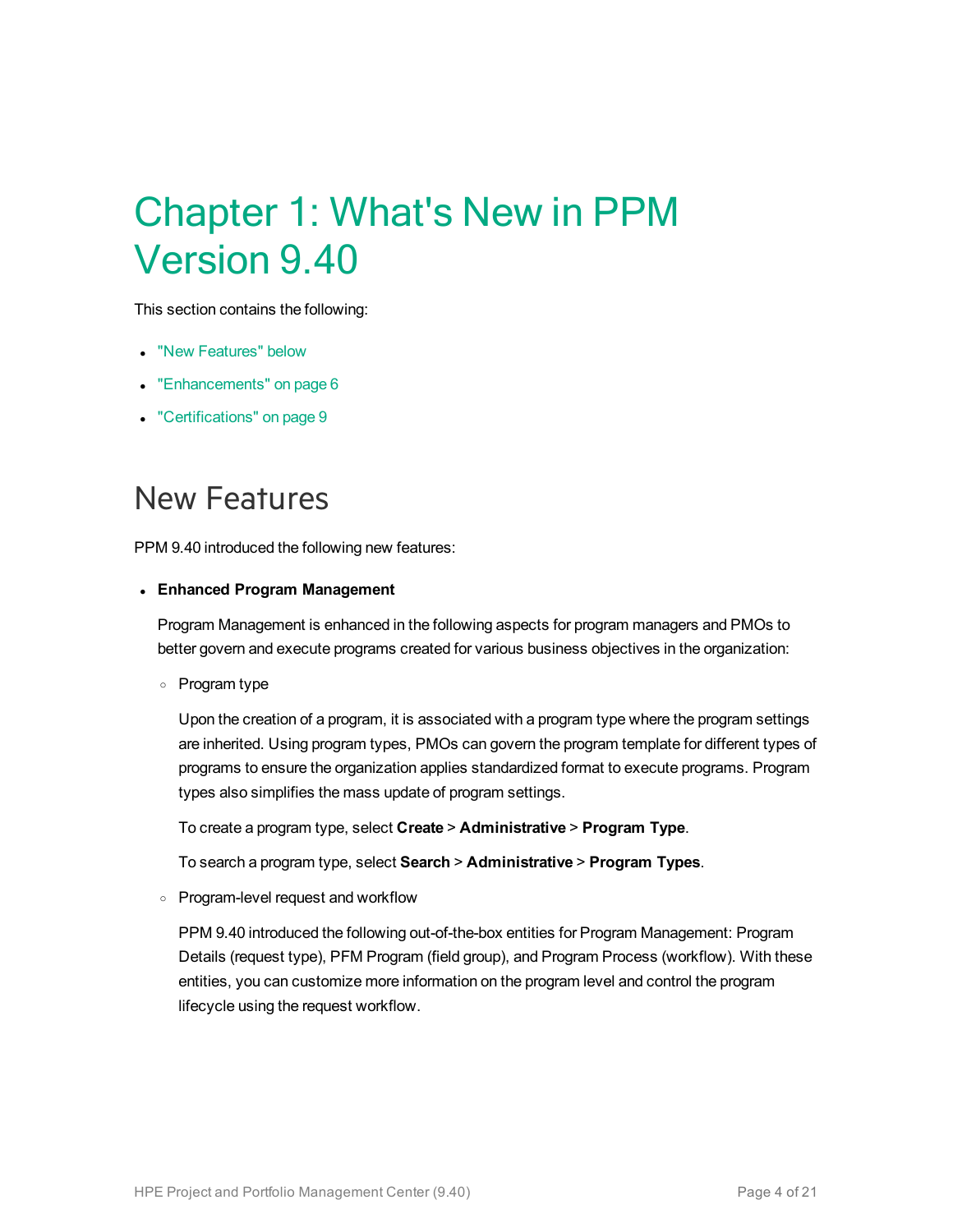# Chapter 1: What's New in PPM Version 9.40

This section contains the following:

- "New Features" below
- "Enhancements" on page 6
- "Certifications" on page 9

## New Features

PPM 9.40 introduced the following new features:

- **Enhanced Program Management**

  Program Management is enhanced in the following aspects for program managers and PMOs to better govern and execute programs created for various business objectives in the organization:

  - Program type

    Upon the creation of a program, it is associated with a program type where the program settings are inherited. Using program types, PMOs can govern the program template for different types of programs to ensure the organization applies standardized format to execute programs. Program types also simplifies the mass update of program settings.

    To create a program type, select **Create** > **Administrative** > **Program Type**.

    To search a program type, select **Search** > **Administrative** > **Program Types**.

  - Program-level request and workflow

    PPM 9.40 introduced the following out-of-the-box entities for Program Management: Program Details (request type), PFM Program (field group), and Program Process (workflow). With these entities, you can customize more information on the program level and control the program lifecycle using the request workflow.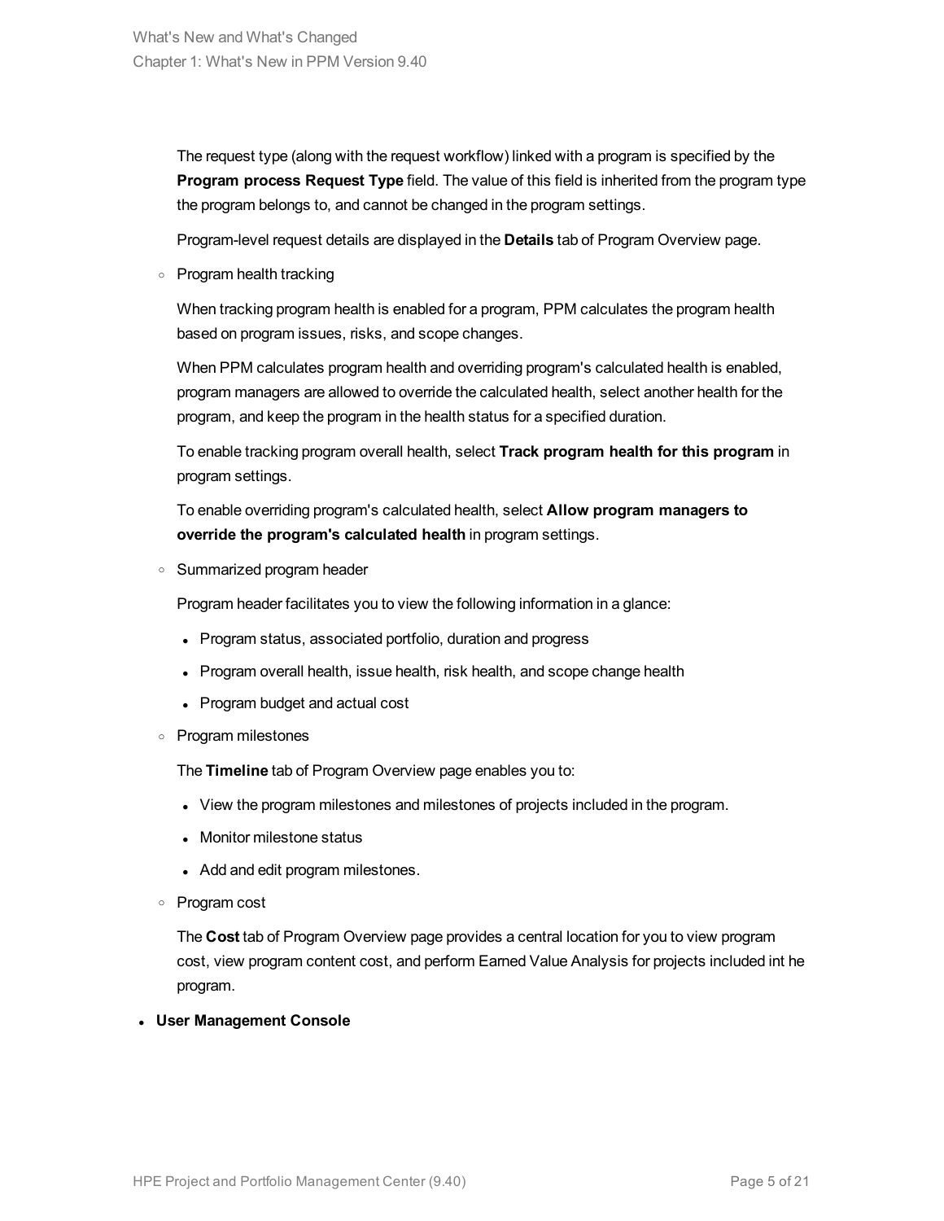The request type (along with the request workflow) linked with a program is specified by the **Program process Request Type** field. The value of this field is inherited from the program type the program belongs to, and cannot be changed in the program settings.

Program-level request details are displayed in the **Details** tab of Program Overview page.

- Program health tracking

  When tracking program health is enabled for a program, PPM calculates the program health based on program issues, risks, and scope changes.

  When PPM calculates program health and overriding program's calculated health is enabled, program managers are allowed to override the calculated health, select another health for the program, and keep the program in the health status for a specified duration.

  To enable tracking program overall health, select **Track program health for this program** in program settings.

  To enable overriding program's calculated health, select **Allow program managers to override the program's calculated health** in program settings.

- Summarized program header

  Program header facilitates you to view the following information in a glance:

  - Program status, associated portfolio, duration and progress
  - Program overall health, issue health, risk health, and scope change health
  - Program budget and actual cost

- Program milestones

  The **Timeline** tab of Program Overview page enables you to:

  - View the program milestones and milestones of projects included in the program.
  - Monitor milestone status
  - Add and edit program milestones.

- Program cost

  The **Cost** tab of Program Overview page provides a central location for you to view program cost, view program content cost, and perform Earned Value Analysis for projects included int he program.

- **User Management Console**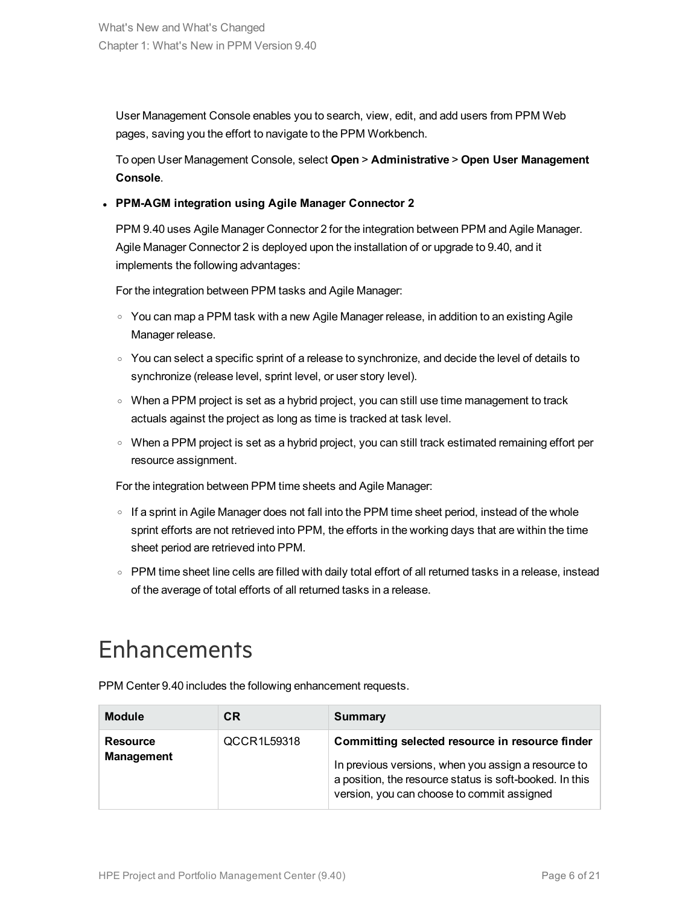User Management Console enables you to search, view, edit, and add users from PPM Web pages, saving you the effort to navigate to the PPM Workbench.

To open User Management Console, select **Open** > **Administrative** > **Open User Management Console**.

- **PPM-AGM integration using Agile Manager Connector 2**

  PPM 9.40 uses Agile Manager Connector 2 for the integration between PPM and Agile Manager. Agile Manager Connector 2 is deployed upon the installation of or upgrade to 9.40, and it implements the following advantages:

  For the integration between PPM tasks and Agile Manager:

  - You can map a PPM task with a new Agile Manager release, in addition to an existing Agile Manager release.
  - You can select a specific sprint of a release to synchronize, and decide the level of details to synchronize (release level, sprint level, or user story level).
  - When a PPM project is set as a hybrid project, you can still use time management to track actuals against the project as long as time is tracked at task level.
  - When a PPM project is set as a hybrid project, you can still track estimated remaining effort per resource assignment.

  For the integration between PPM time sheets and Agile Manager:

  - If a sprint in Agile Manager does not fall into the PPM time sheet period, instead of the whole sprint efforts are not retrieved into PPM, the efforts in the working days that are within the time sheet period are retrieved into PPM.
  - PPM time sheet line cells are filled with daily total effort of all returned tasks in a release, instead of the average of total efforts of all returned tasks in a release.

# Enhancements

PPM Center 9.40 includes the following enhancement requests.

| Module | CR | Summary |
|---|---|---|
| **Resource Management** | QCCR1L59318 | **Committing selected resource in resource finder**<br><br>In previous versions, when you assign a resource to a position, the resource status is soft-booked. In this version, you can choose to commit assigned |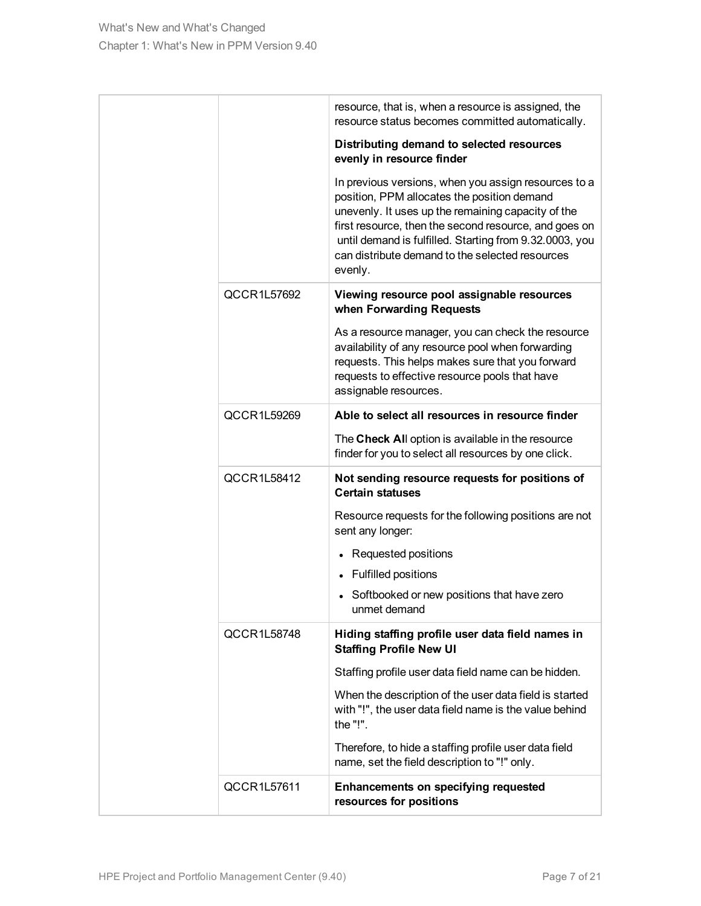| | | |
|---|---|---|
| | | resource, that is, when a resource is assigned, the resource status becomes committed automatically.<br><br>**Distributing demand to selected resources evenly in resource finder**<br><br>In previous versions, when you assign resources to a position, PPM allocates the position demand unevenly. It uses up the remaining capacity of the first resource, then the second resource, and goes on until demand is fulfilled. Starting from 9.32.0003, you can distribute demand to the selected resources evenly. |
| | QCCR1L57692 | **Viewing resource pool assignable resources when Forwarding Requests**<br><br>As a resource manager, you can check the resource availability of any resource pool when forwarding requests. This helps makes sure that you forward requests to effective resource pools that have assignable resources. |
| | QCCR1L59269 | **Able to select all resources in resource finder**<br><br>The **Check Al**l option is available in the resource finder for you to select all resources by one click. |
| | QCCR1L58412 | **Not sending resource requests for positions of Certain statuses**<br><br>Resource requests for the following positions are not sent any longer:<br><br>• Requested positions<br>• Fulfilled positions<br>• Softbooked or new positions that have zero unmet demand |
| | QCCR1L58748 | **Hiding staffing profile user data field names in Staffing Profile New UI**<br><br>Staffing profile user data field name can be hidden.<br><br>When the description of the user data field is started with "!", the user data field name is the value behind the "!".<br><br>Therefore, to hide a staffing profile user data field name, set the field description to "!" only. |
| | QCCR1L57611 | **Enhancements on specifying requested resources for positions** |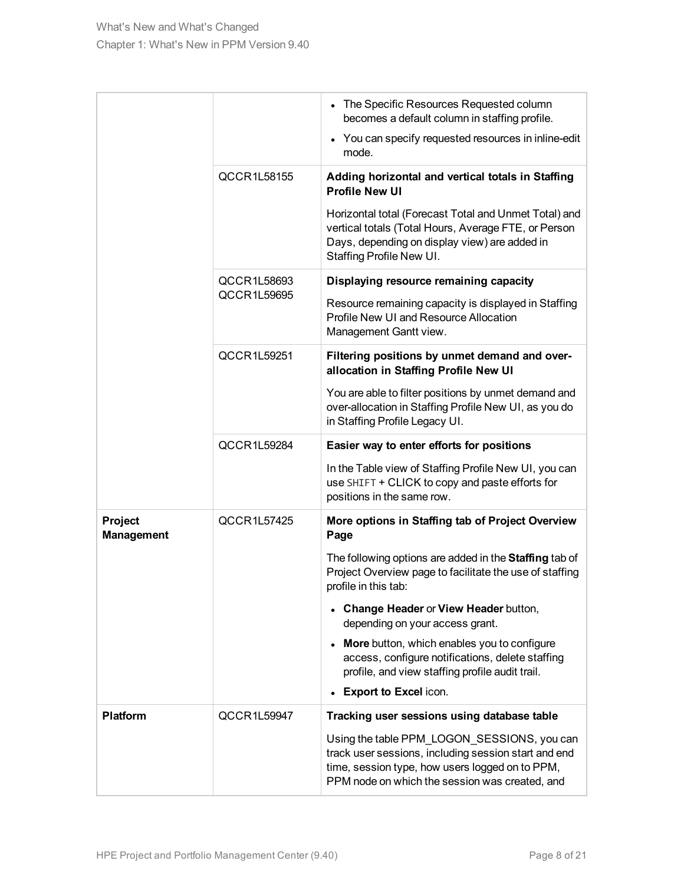| | | |
|---|---|---|
| | | • The Specific Resources Requested column becomes a default column in staffing profile.<br>• You can specify requested resources in inline-edit mode. |
| | QCCR1L58155 | **Adding horizontal and vertical totals in Staffing Profile New UI**<br><br>Horizontal total (Forecast Total and Unmet Total) and vertical totals (Total Hours, Average FTE, or Person Days, depending on display view) are added in Staffing Profile New UI. |
| | QCCR1L58693<br>QCCR1L59695 | **Displaying resource remaining capacity**<br><br>Resource remaining capacity is displayed in Staffing Profile New UI and Resource Allocation Management Gantt view. |
| | QCCR1L59251 | **Filtering positions by unmet demand and over-allocation in Staffing Profile New UI**<br><br>You are able to filter positions by unmet demand and over-allocation in Staffing Profile New UI, as you do in Staffing Profile Legacy UI. |
| | QCCR1L59284 | **Easier way to enter efforts for positions**<br><br>In the Table view of Staffing Profile New UI, you can use `SHIFT` + CLICK to copy and paste efforts for positions in the same row. |
| **Project Management** | QCCR1L57425 | **More options in Staffing tab of Project Overview Page**<br><br>The following options are added in the **Staffing** tab of Project Overview page to facilitate the use of staffing profile in this tab:<br>• **Change Header** or **View Header** button, depending on your access grant.<br>• **More** button, which enables you to configure access, configure notifications, delete staffing profile, and view staffing profile audit trail.<br>• **Export to Excel** icon. |
| **Platform** | QCCR1L59947 | **Tracking user sessions using database table**<br><br>Using the table PPM_LOGON_SESSIONS, you can track user sessions, including session start and end time, session type, how users logged on to PPM, PPM node on which the session was created, and |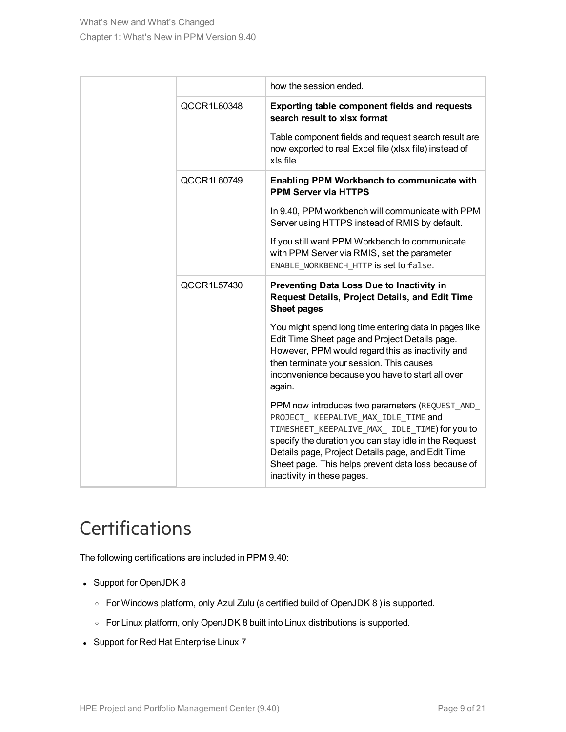| | | |
|---|---|---|
| | | how the session ended. |
| | QCCR1L60348 | **Exporting table component fields and requests search result to xlsx format**<br><br>Table component fields and request search result are now exported to real Excel file (xlsx file) instead of xls file. |
| | QCCR1L60749 | **Enabling PPM Workbench to communicate with PPM Server via HTTPS**<br><br>In 9.40, PPM workbench will communicate with PPM Server using HTTPS instead of RMIS by default.<br><br>If you still want PPM Workbench to communicate with PPM Server via RMIS, set the parameter `ENABLE_WORKBENCH_HTTP` is set to `false`. |
| | QCCR1L57430 | **Preventing Data Loss Due to Inactivity in Request Details, Project Details, and Edit Time Sheet pages**<br><br>You might spend long time entering data in pages like Edit Time Sheet page and Project Details page. However, PPM would regard this as inactivity and then terminate your session. This causes inconvenience because you have to start all over again.<br><br>PPM now introduces two parameters (`REQUEST_AND_PROJECT_ KEEPALIVE_MAX_IDLE_TIME` and `TIMESHEET_KEEPALIVE_MAX_ IDLE_TIME`) for you to specify the duration you can stay idle in the Request Details page, Project Details page, and Edit Time Sheet page. This helps prevent data loss because of inactivity in these pages. |

# Certifications

The following certifications are included in PPM 9.40:

- Support for OpenJDK 8
  - For Windows platform, only Azul Zulu (a certified build of OpenJDK 8 ) is supported.
  - For Linux platform, only OpenJDK 8 built into Linux distributions is supported.
- Support for Red Hat Enterprise Linux 7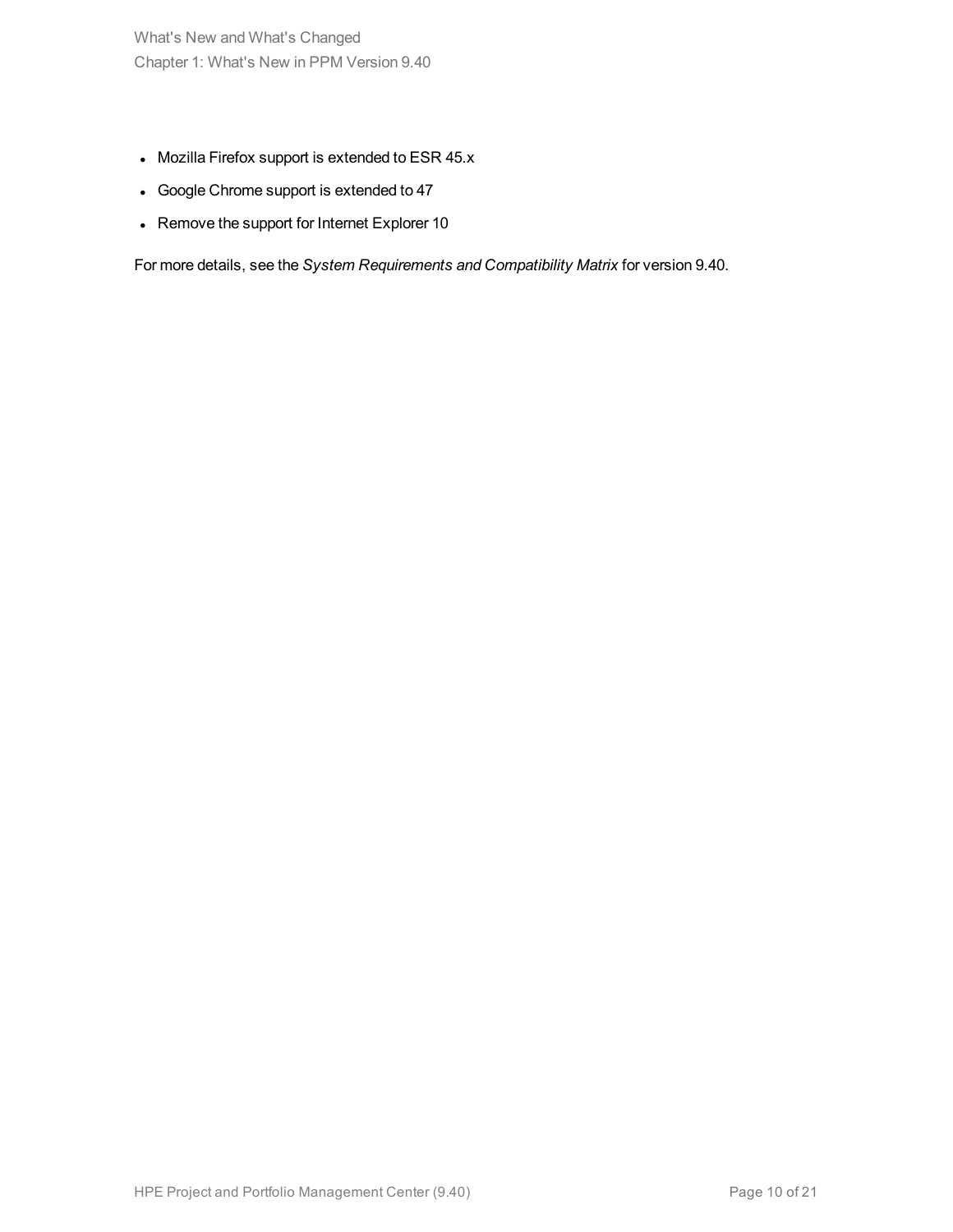- Mozilla Firefox support is extended to ESR 45.x
- Google Chrome support is extended to 47
- Remove the support for Internet Explorer 10

For more details, see the *System Requirements and Compatibility Matrix* for version 9.40.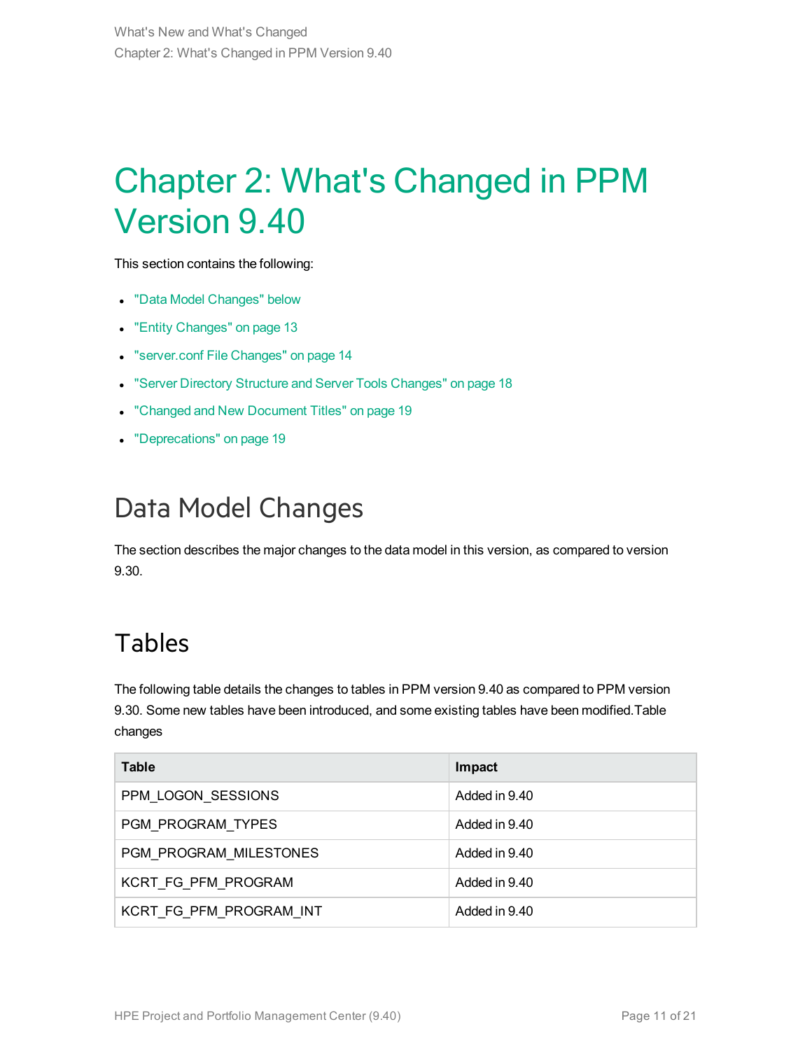# Chapter 2: What's Changed in PPM Version 9.40

This section contains the following:

- "Data Model Changes" below
- "Entity Changes" on page 13
- "server.conf File Changes" on page 14
- "Server Directory Structure and Server Tools Changes" on page 18
- "Changed and New Document Titles" on page 19
- "Deprecations" on page 19

## Data Model Changes

The section describes the major changes to the data model in this version, as compared to version 9.30.

## Tables

The following table details the changes to tables in PPM version 9.40 as compared to PPM version 9.30. Some new tables have been introduced, and some existing tables have been modified.Table changes

| Table | Impact |
| --- | --- |
| PPM_LOGON_SESSIONS | Added in 9.40 |
| PGM_PROGRAM_TYPES | Added in 9.40 |
| PGM_PROGRAM_MILESTONES | Added in 9.40 |
| KCRT_FG_PFM_PROGRAM | Added in 9.40 |
| KCRT_FG_PFM_PROGRAM_INT | Added in 9.40 |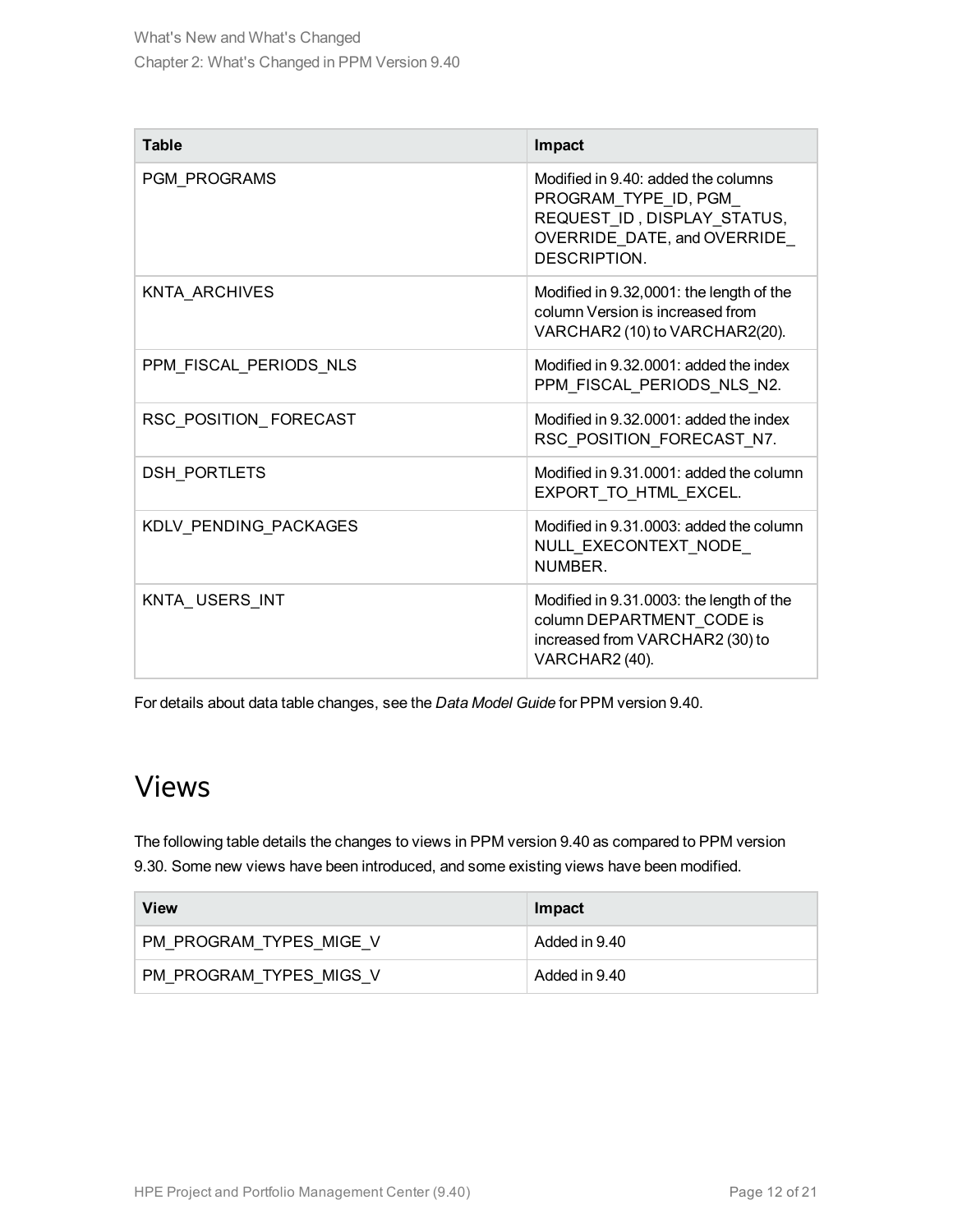| Table | Impact |
|---|---|
| PGM_PROGRAMS | Modified in 9.40: added the columns PROGRAM_TYPE_ID, PGM_REQUEST_ID , DISPLAY_STATUS, OVERRIDE_DATE, and OVERRIDE_DESCRIPTION. |
| KNTA_ARCHIVES | Modified in 9.32,0001: the length of the column Version is increased from VARCHAR2 (10) to VARCHAR2(20). |
| PPM_FISCAL_PERIODS_NLS | Modified in 9.32.0001: added the index PPM_FISCAL_PERIODS_NLS_N2. |
| RSC_POSITION_ FORECAST | Modified in 9.32.0001: added the index RSC_POSITION_FORECAST_N7. |
| DSH_PORTLETS | Modified in 9.31.0001: added the column EXPORT_TO_HTML_EXCEL. |
| KDLV_PENDING_PACKAGES | Modified in 9.31.0003: added the column NULL_EXECONTEXT_NODE_NUMBER. |
| KNTA_ USERS_INT | Modified in 9.31.0003: the length of the column DEPARTMENT_CODE is increased from VARCHAR2 (30) to VARCHAR2 (40). |

For details about data table changes, see the *Data Model Guide* for PPM version 9.40.

# Views

The following table details the changes to views in PPM version 9.40 as compared to PPM version 9.30. Some new views have been introduced, and some existing views have been modified.

| View | Impact |
|---|---|
| PM_PROGRAM_TYPES_MIGE_V | Added in 9.40 |
| PM_PROGRAM_TYPES_MIGS_V | Added in 9.40 |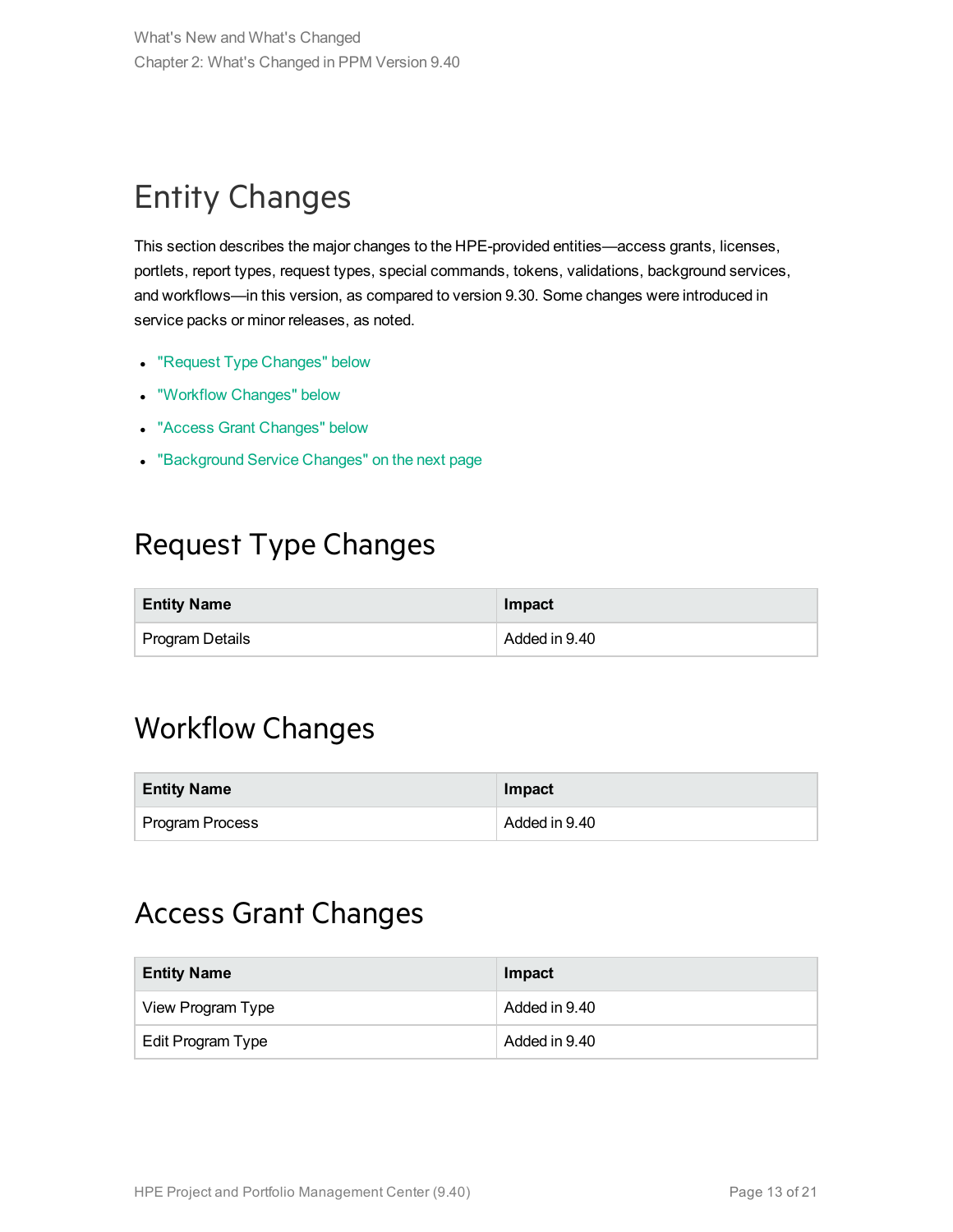# Entity Changes

This section describes the major changes to the HPE-provided entities—access grants, licenses, portlets, report types, request types, special commands, tokens, validations, background services, and workflows—in this version, as compared to version 9.30. Some changes were introduced in service packs or minor releases, as noted.

- "Request Type Changes" below
- "Workflow Changes" below
- "Access Grant Changes" below
- "Background Service Changes" on the next page

## Request Type Changes

| Entity Name | Impact |
|---|---|
| Program Details | Added in 9.40 |

## Workflow Changes

| Entity Name | Impact |
|---|---|
| Program Process | Added in 9.40 |

## Access Grant Changes

| Entity Name | Impact |
|---|---|
| View Program Type | Added in 9.40 |
| Edit Program Type | Added in 9.40 |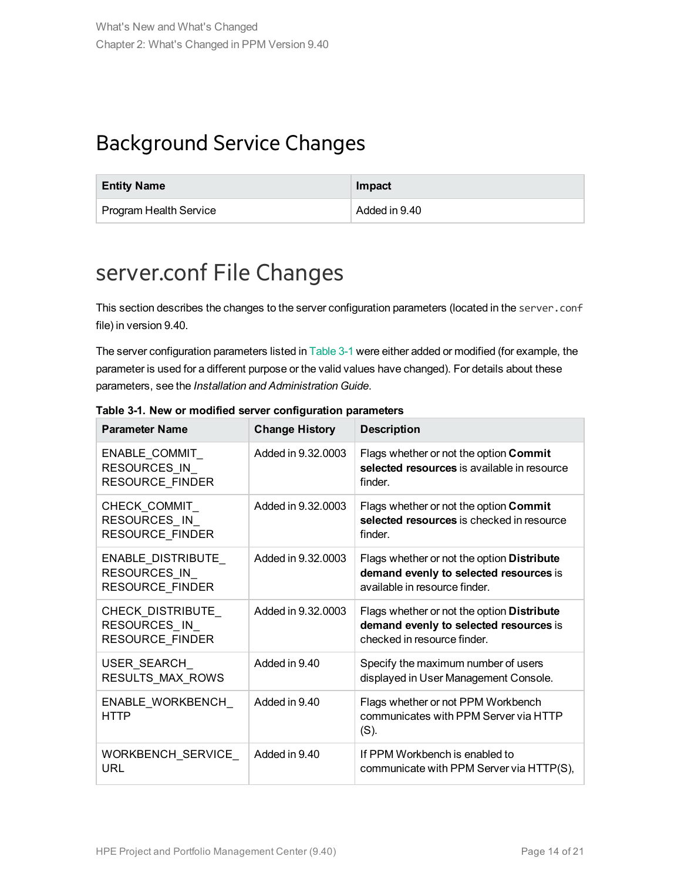## Background Service Changes

| Entity Name | Impact |
| --- | --- |
| Program Health Service | Added in 9.40 |

## server.conf File Changes

This section describes the changes to the server configuration parameters (located in the `server.conf` file) in version 9.40.

The server configuration parameters listed in Table 3-1 were either added or modified (for example, the parameter is used for a different purpose or the valid values have changed). For details about these parameters, see the *Installation and Administration Guide*.

**Table 3-1. New or modified server configuration parameters**

| Parameter Name | Change History | Description |
| --- | --- | --- |
| ENABLE_COMMIT_RESOURCES_IN_RESOURCE_FINDER | Added in 9.32.0003 | Flags whether or not the option **Commit selected resources** is available in resource finder. |
| CHECK_COMMIT_RESOURCES_IN_RESOURCE_FINDER | Added in 9.32.0003 | Flags whether or not the option **Commit selected resources** is checked in resource finder. |
| ENABLE_DISTRIBUTE_RESOURCES_IN_RESOURCE_FINDER | Added in 9.32.0003 | Flags whether or not the option **Distribute demand evenly to selected resources** is available in resource finder. |
| CHECK_DISTRIBUTE_RESOURCES_IN_RESOURCE_FINDER | Added in 9.32.0003 | Flags whether or not the option **Distribute demand evenly to selected resources** is checked in resource finder. |
| USER_SEARCH_RESULTS_MAX_ROWS | Added in 9.40 | Specify the maximum number of users displayed in User Management Console. |
| ENABLE_WORKBENCH_HTTP | Added in 9.40 | Flags whether or not PPM Workbench communicates with PPM Server via HTTP (S). |
| WORKBENCH_SERVICE_URL | Added in 9.40 | If PPM Workbench is enabled to communicate with PPM Server via HTTP(S), |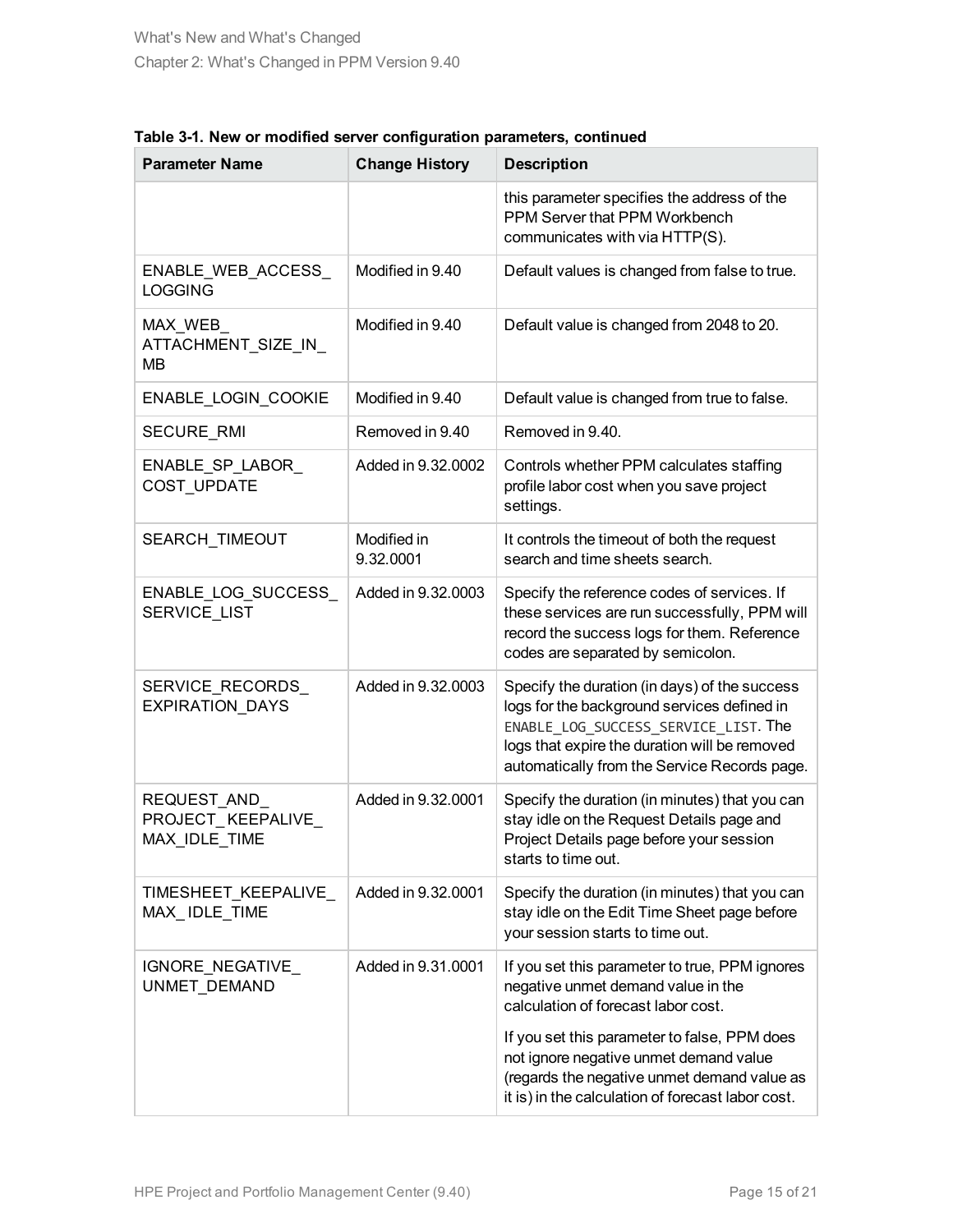**Table 3-1. New or modified server configuration parameters, continued**

| Parameter Name | Change History | Description |
| --- | --- | --- |
| | | this parameter specifies the address of the PPM Server that PPM Workbench communicates with via HTTP(S). |
| ENABLE_WEB_ACCESS_LOGGING | Modified in 9.40 | Default values is changed from false to true. |
| MAX_WEB_ATTACHMENT_SIZE_IN_MB | Modified in 9.40 | Default value is changed from 2048 to 20. |
| ENABLE_LOGIN_COOKIE | Modified in 9.40 | Default value is changed from true to false. |
| SECURE_RMI | Removed in 9.40 | Removed in 9.40. |
| ENABLE_SP_LABOR_COST_UPDATE | Added in 9.32.0002 | Controls whether PPM calculates staffing profile labor cost when you save project settings. |
| SEARCH_TIMEOUT | Modified in 9.32.0001 | It controls the timeout of both the request search and time sheets search. |
| ENABLE_LOG_SUCCESS_SERVICE_LIST | Added in 9.32.0003 | Specify the reference codes of services. If these services are run successfully, PPM will record the success logs for them. Reference codes are separated by semicolon. |
| SERVICE_RECORDS_EXPIRATION_DAYS | Added in 9.32.0003 | Specify the duration (in days) of the success logs for the background services defined in `ENABLE_LOG_SUCCESS_SERVICE_LIST`. The logs that expire the duration will be removed automatically from the Service Records page. |
| REQUEST_AND_PROJECT_KEEPALIVE_MAX_IDLE_TIME | Added in 9.32.0001 | Specify the duration (in minutes) that you can stay idle on the Request Details page and Project Details page before your session starts to time out. |
| TIMESHEET_KEEPALIVE_MAX_IDLE_TIME | Added in 9.32.0001 | Specify the duration (in minutes) that you can stay idle on the Edit Time Sheet page before your session starts to time out. |
| IGNORE_NEGATIVE_UNMET_DEMAND | Added in 9.31.0001 | If you set this parameter to true, PPM ignores negative unmet demand value in the calculation of forecast labor cost.<br><br>If you set this parameter to false, PPM does not ignore negative unmet demand value (regards the negative unmet demand value as it is) in the calculation of forecast labor cost. |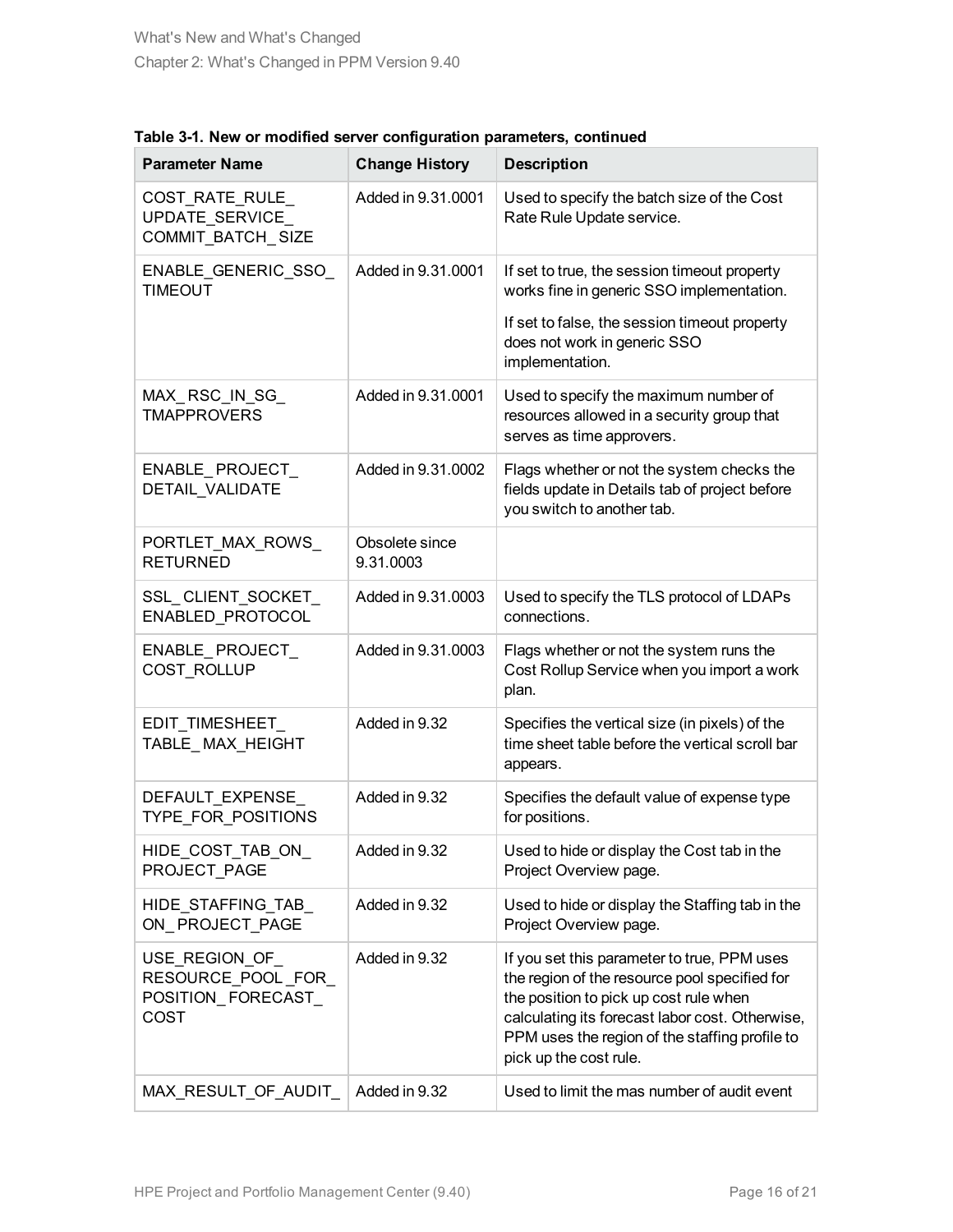**Table 3-1. New or modified server configuration parameters, continued**

| Parameter Name | Change History | Description |
| --- | --- | --- |
| COST_RATE_RULE_ UPDATE_SERVICE_ COMMIT_BATCH_ SIZE | Added in 9.31.0001 | Used to specify the batch size of the Cost Rate Rule Update service. |
| ENABLE_GENERIC_SSO_ TIMEOUT | Added in 9.31.0001 | If set to true, the session timeout property works fine in generic SSO implementation.<br><br>If set to false, the session timeout property does not work in generic SSO implementation. |
| MAX_ RSC_IN_SG_ TMAPPROVERS | Added in 9.31.0001 | Used to specify the maximum number of resources allowed in a security group that serves as time approvers. |
| ENABLE_ PROJECT_ DETAIL_VALIDATE | Added in 9.31.0002 | Flags whether or not the system checks the fields update in Details tab of project before you switch to another tab. |
| PORTLET_MAX_ROWS_ RETURNED | Obsolete since 9.31.0003 | |
| SSL_ CLIENT_SOCKET_ ENABLED_PROTOCOL | Added in 9.31.0003 | Used to specify the TLS protocol of LDAPs connections. |
| ENABLE_ PROJECT_ COST_ROLLUP | Added in 9.31.0003 | Flags whether or not the system runs the Cost Rollup Service when you import a work plan. |
| EDIT_TIMESHEET_ TABLE_ MAX_HEIGHT | Added in 9.32 | Specifies the vertical size (in pixels) of the time sheet table before the vertical scroll bar appears. |
| DEFAULT_EXPENSE_ TYPE_FOR_POSITIONS | Added in 9.32 | Specifies the default value of expense type for positions. |
| HIDE_COST_TAB_ON_ PROJECT_PAGE | Added in 9.32 | Used to hide or display the Cost tab in the Project Overview page. |
| HIDE_STAFFING_TAB_ ON_ PROJECT_PAGE | Added in 9.32 | Used to hide or display the Staffing tab in the Project Overview page. |
| USE_REGION_OF_ RESOURCE_POOL _FOR_ POSITION_ FORECAST_ COST | Added in 9.32 | If you set this parameter to true, PPM uses the region of the resource pool specified for the position to pick up cost rule when calculating its forecast labor cost. Otherwise, PPM uses the region of the staffing profile to pick up the cost rule. |
| MAX_RESULT_OF_AUDIT_ | Added in 9.32 | Used to limit the mas number of audit event |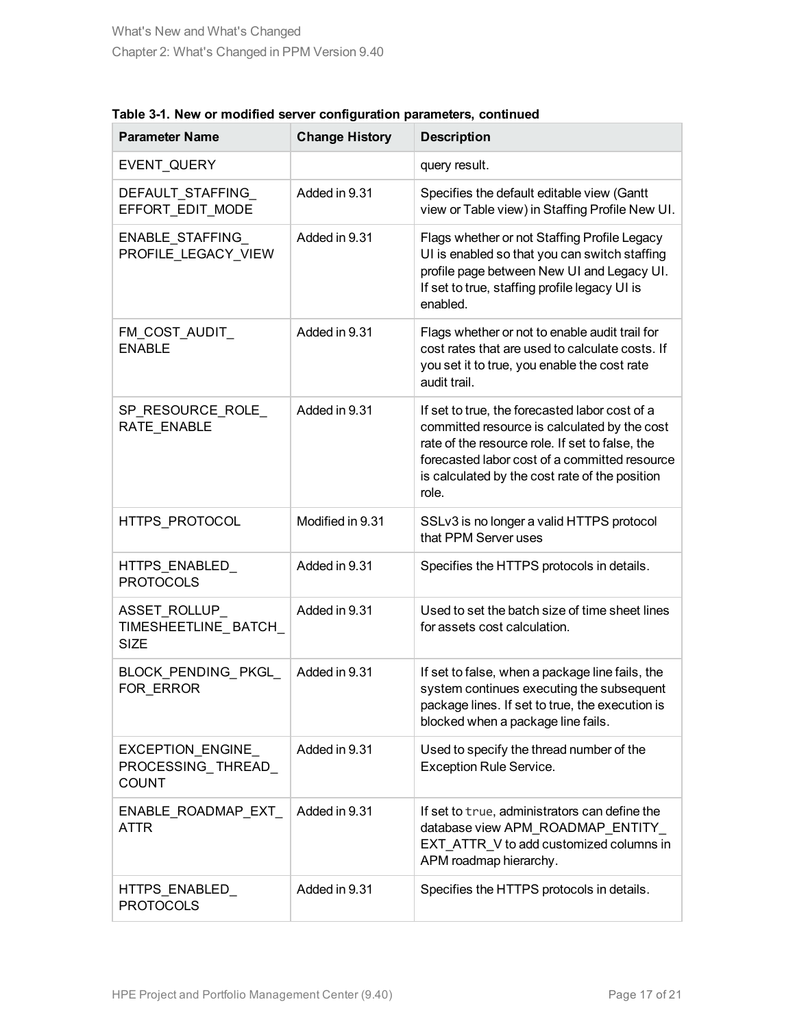**Table 3-1. New or modified server configuration parameters, continued**

| Parameter Name | Change History | Description |
| --- | --- | --- |
| EVENT_QUERY | | query result. |
| DEFAULT_STAFFING_ EFFORT_EDIT_MODE | Added in 9.31 | Specifies the default editable view (Gantt view or Table view) in Staffing Profile New UI. |
| ENABLE_STAFFING_ PROFILE_LEGACY_VIEW | Added in 9.31 | Flags whether or not Staffing Profile Legacy UI is enabled so that you can switch staffing profile page between New UI and Legacy UI. If set to true, staffing profile legacy UI is enabled. |
| FM_COST_AUDIT_ ENABLE | Added in 9.31 | Flags whether or not to enable audit trail for cost rates that are used to calculate costs. If you set it to true, you enable the cost rate audit trail. |
| SP_RESOURCE_ROLE_ RATE_ENABLE | Added in 9.31 | If set to true, the forecasted labor cost of a committed resource is calculated by the cost rate of the resource role. If set to false, the forecasted labor cost of a committed resource is calculated by the cost rate of the position role. |
| HTTPS_PROTOCOL | Modified in 9.31 | SSLv3 is no longer a valid HTTPS protocol that PPM Server uses |
| HTTPS_ENABLED_ PROTOCOLS | Added in 9.31 | Specifies the HTTPS protocols in details. |
| ASSET_ROLLUP_ TIMESHEETLINE_BATCH_ SIZE | Added in 9.31 | Used to set the batch size of time sheet lines for assets cost calculation. |
| BLOCK_PENDING_PKGL_ FOR_ERROR | Added in 9.31 | If set to false, when a package line fails, the system continues executing the subsequent package lines. If set to true, the execution is blocked when a package line fails. |
| EXCEPTION_ENGINE_ PROCESSING_THREAD_ COUNT | Added in 9.31 | Used to specify the thread number of the Exception Rule Service. |
| ENABLE_ROADMAP_EXT_ ATTR | Added in 9.31 | If set to `true`, administrators can define the database view APM_ROADMAP_ENTITY_ EXT_ATTR_V to add customized columns in APM roadmap hierarchy. |
| HTTPS_ENABLED_ PROTOCOLS | Added in 9.31 | Specifies the HTTPS protocols in details. |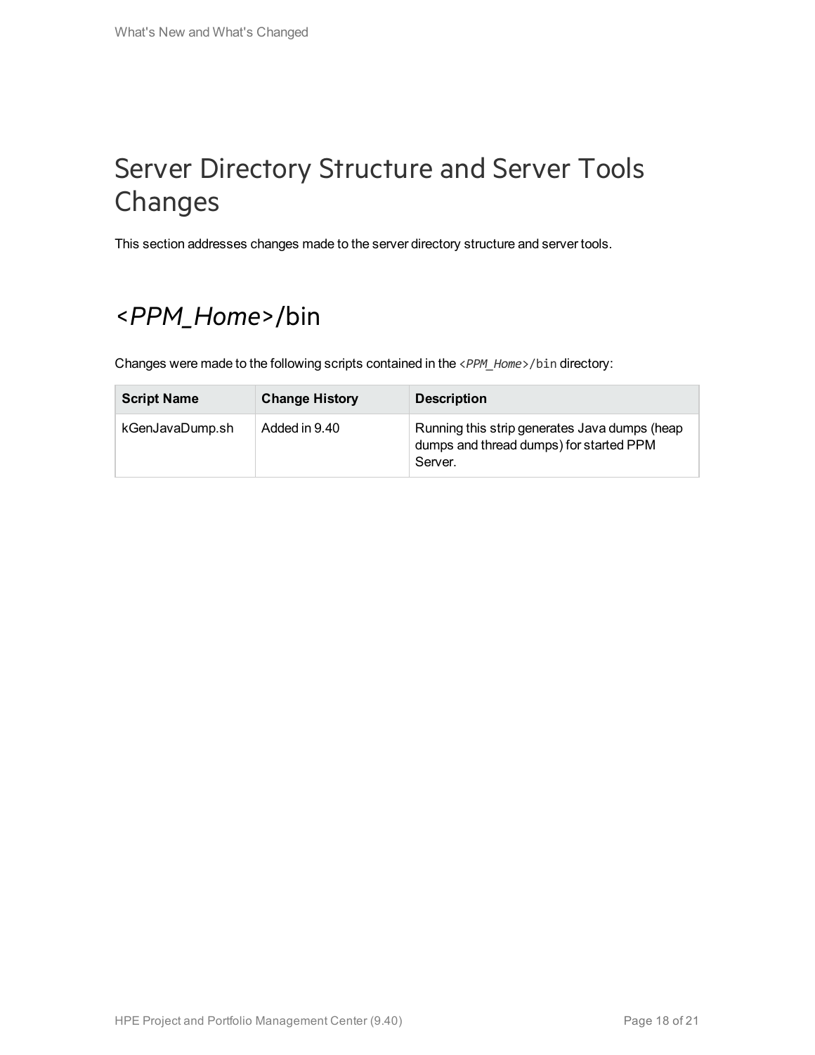# Server Directory Structure and Server Tools Changes

This section addresses changes made to the server directory structure and server tools.

## *<PPM_Home>*/bin

Changes were made to the following scripts contained in the `<PPM_Home>/bin` directory:

| Script Name | Change History | Description |
|---|---|---|
| kGenJavaDump.sh | Added in 9.40 | Running this strip generates Java dumps (heap dumps and thread dumps) for started PPM Server. |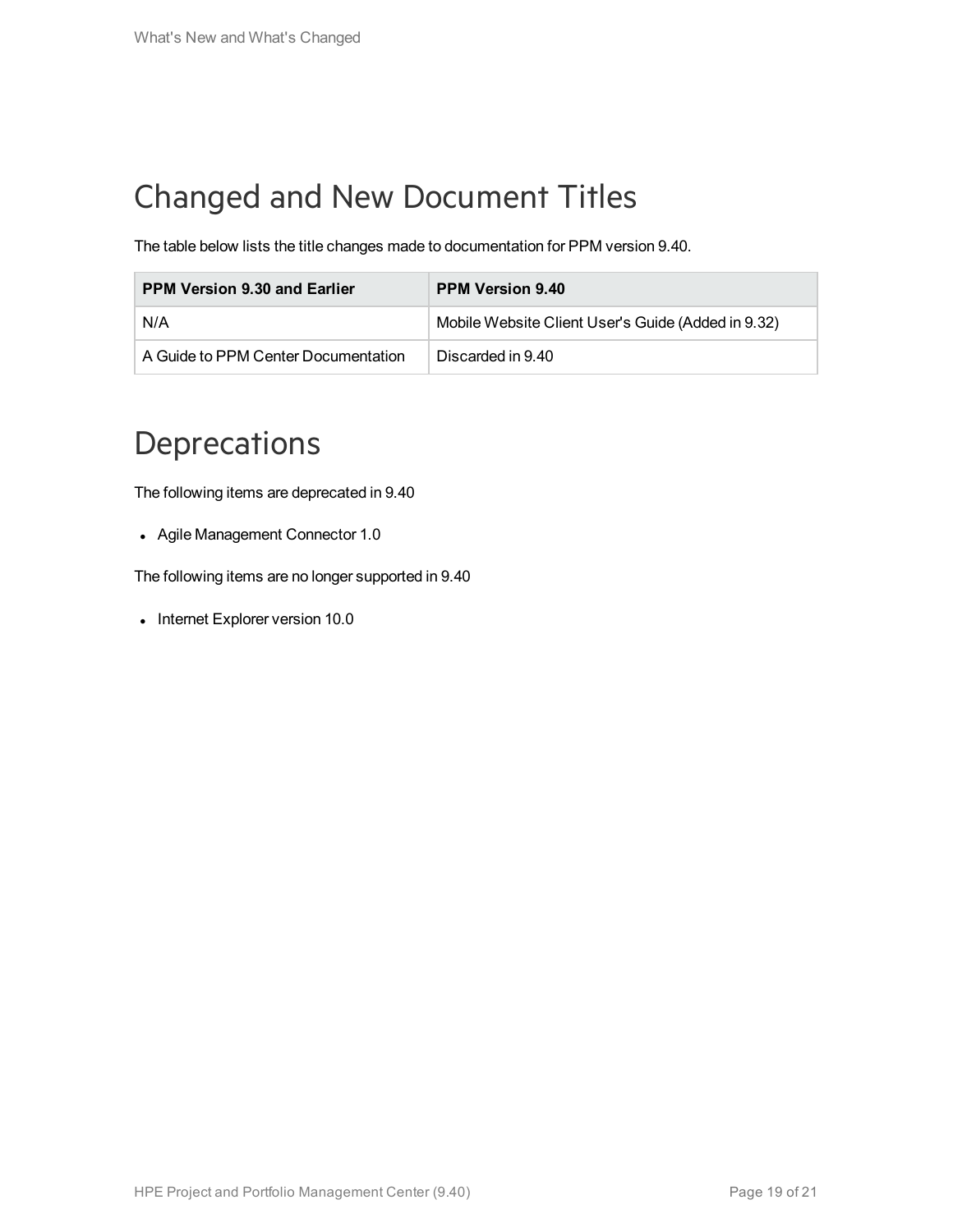## Changed and New Document Titles

The table below lists the title changes made to documentation for PPM version 9.40.

| PPM Version 9.30 and Earlier | PPM Version 9.40 |
| --- | --- |
| N/A | Mobile Website Client User's Guide (Added in 9.32) |
| A Guide to PPM Center Documentation | Discarded in 9.40 |

## Deprecations

The following items are deprecated in 9.40

- Agile Management Connector 1.0

The following items are no longer supported in 9.40

- Internet Explorer version 10.0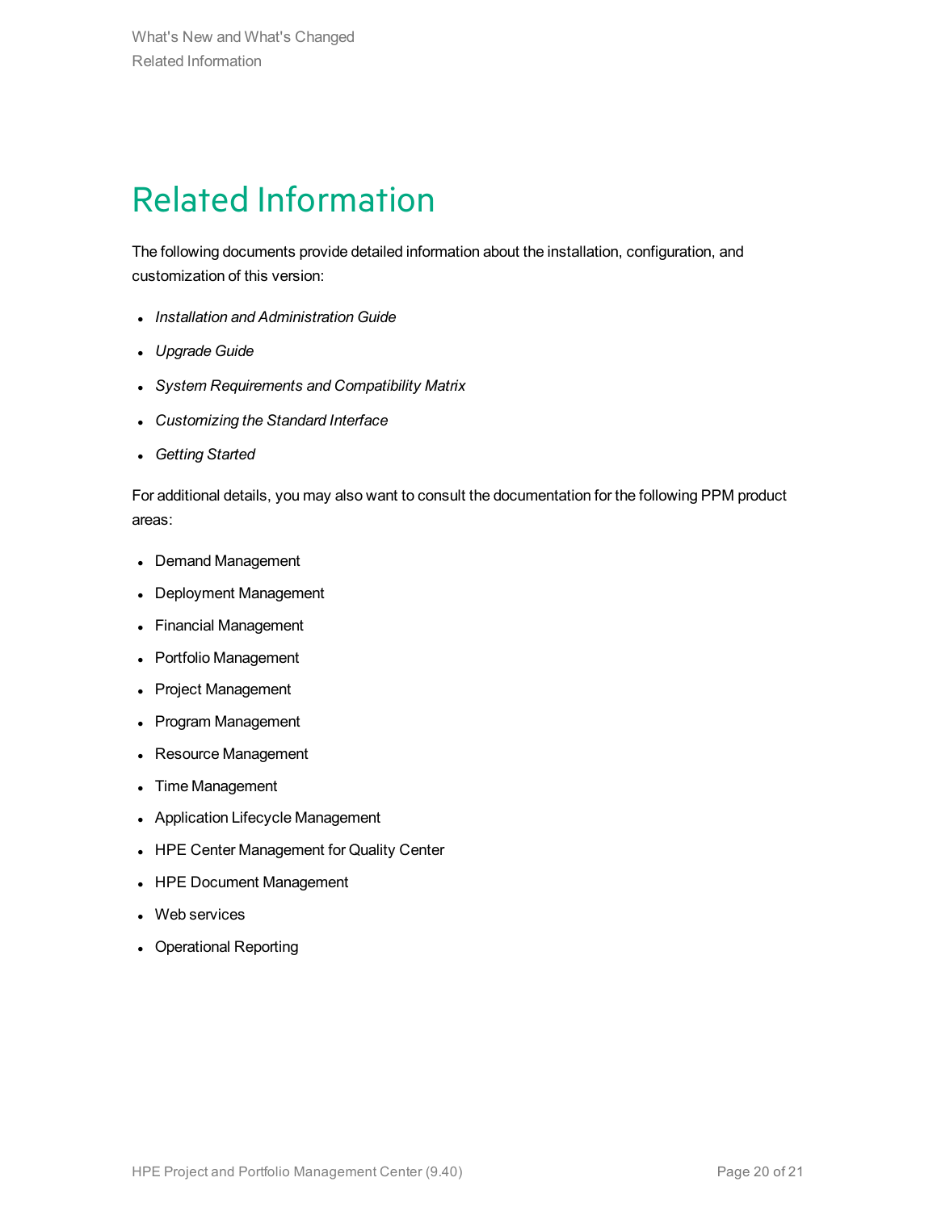# Related Information

The following documents provide detailed information about the installation, configuration, and customization of this version:

- *Installation and Administration Guide*
- *Upgrade Guide*
- *System Requirements and Compatibility Matrix*
- *Customizing the Standard Interface*
- *Getting Started*

For additional details, you may also want to consult the documentation for the following PPM product areas:

- Demand Management
- Deployment Management
- Financial Management
- Portfolio Management
- Project Management
- Program Management
- Resource Management
- Time Management
- Application Lifecycle Management
- HPE Center Management for Quality Center
- HPE Document Management
- Web services
- Operational Reporting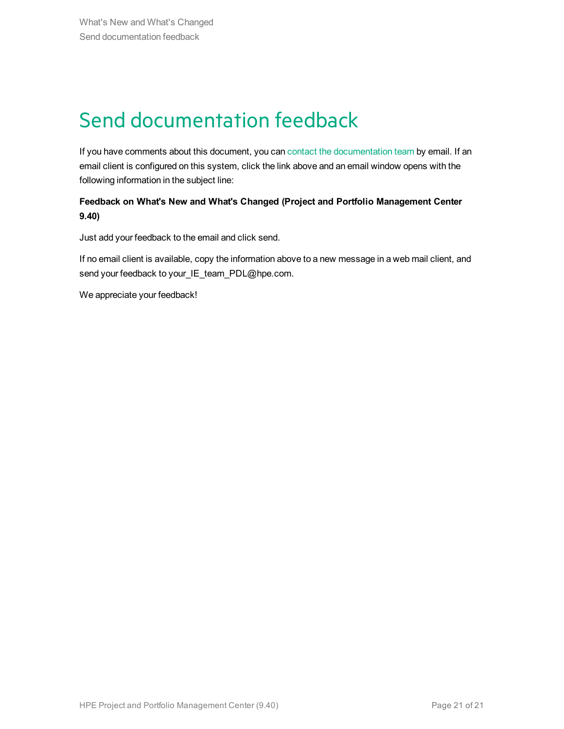# Send documentation feedback

If you have comments about this document, you can contact the documentation team by email. If an email client is configured on this system, click the link above and an email window opens with the following information in the subject line:

**Feedback on What's New and What's Changed (Project and Portfolio Management Center 9.40)**

Just add your feedback to the email and click send.

If no email client is available, copy the information above to a new message in a web mail client, and send your feedback to your_IE_team_PDL@hpe.com.

We appreciate your feedback!